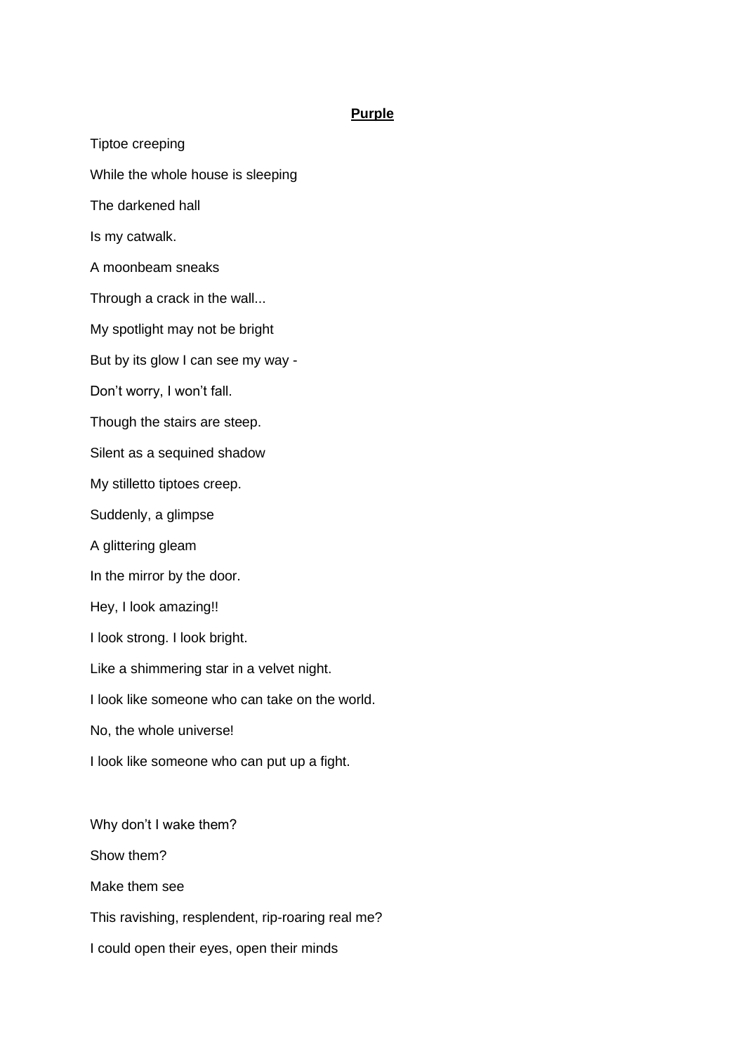# **Purple**

Tiptoe creeping

While the whole house is sleeping

The darkened hall

Is my catwalk.

A moonbeam sneaks

Through a crack in the wall...

My spotlight may not be bright

But by its glow I can see my way -

Don't worry, I won't fall.

Though the stairs are steep.

Silent as a sequined shadow

My stilletto tiptoes creep.

Suddenly, a glimpse

A glittering gleam

In the mirror by the door.

Hey, I look amazing!!

I look strong. I look bright.

Like a shimmering star in a velvet night.

I look like someone who can take on the world.

No, the whole universe!

I look like someone who can put up a fight.

Why don't I wake them?

Show them?

Make them see

This ravishing, resplendent, rip-roaring real me?

I could open their eyes, open their minds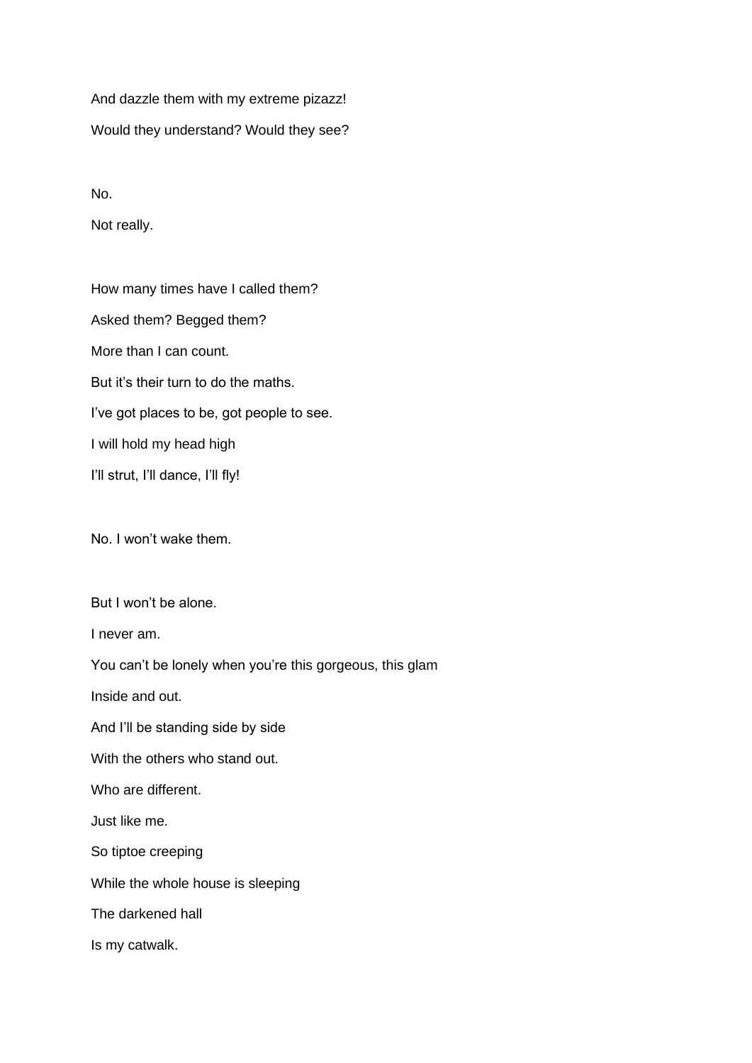And dazzle them with my extreme pizazz!

Would they understand? Would they see?

No.

Not really.

How many times have I called them?

Asked them? Begged them?

More than I can count.

But it's their turn to do the maths.

I've got places to be, got people to see.

I will hold my head high

I'll strut, I'll dance, I'll fly!

No. I won't wake them.

But I won't be alone.

I never am.

You can't be lonely when you're this gorgeous, this glam

Inside and out.

And I'll be standing side by side

With the others who stand out.

Who are different.

Just like me.

So tiptoe creeping

While the whole house is sleeping

The darkened hall

Is my catwalk.